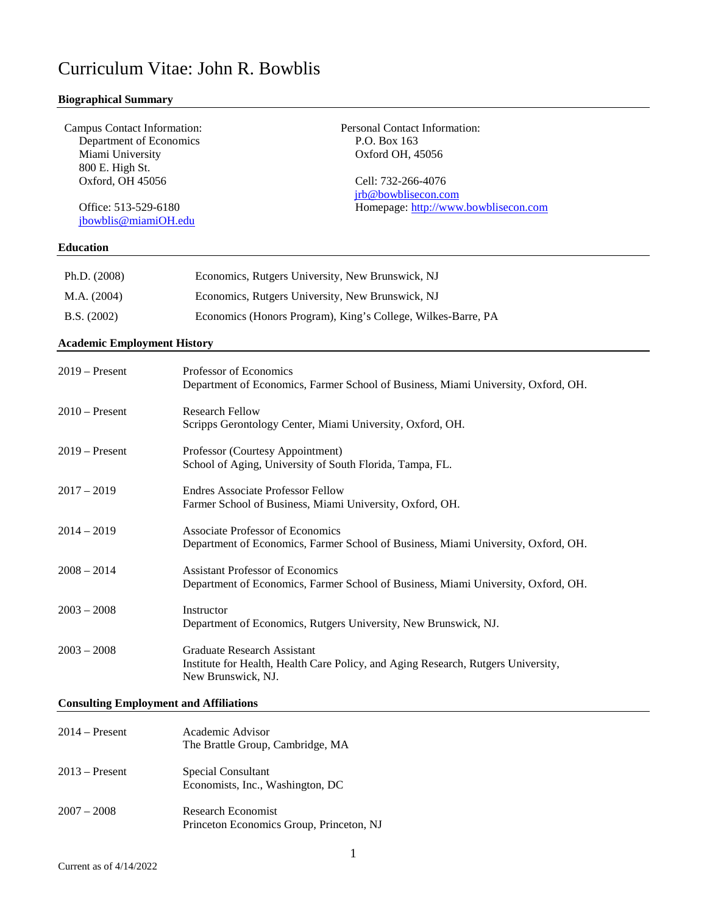# Curriculum Vitae: John R. Bowblis

## Biographical Summary

Campus Contact Information:
Department of Economics
Miami University
800 E. High St.
Oxford, OH 45056

Office: 513-529-6180
jbowblis@miamiOH.edu

Personal Contact Information:
P.O. Box 163
Oxford OH, 45056

Cell: 732-266-4076
jrb@bowblisecon.com
Homepage: http://www.bowblisecon.com

## Education

| | |
|---|---|
| Ph.D. (2008) | Economics, Rutgers University, New Brunswick, NJ |
| M.A. (2004) | Economics, Rutgers University, New Brunswick, NJ |
| B.S. (2002) | Economics (Honors Program), King's College, Wilkes-Barre, PA |

## Academic Employment History

| | |
|---|---|
| 2019 – Present | Professor of Economics<br>Department of Economics, Farmer School of Business, Miami University, Oxford, OH. |
| 2010 – Present | Research Fellow<br>Scripps Gerontology Center, Miami University, Oxford, OH. |
| 2019 – Present | Professor (Courtesy Appointment)<br>School of Aging, University of South Florida, Tampa, FL. |
| 2017 – 2019 | Endres Associate Professor Fellow<br>Farmer School of Business, Miami University, Oxford, OH. |
| 2014 – 2019 | Associate Professor of Economics<br>Department of Economics, Farmer School of Business, Miami University, Oxford, OH. |
| 2008 – 2014 | Assistant Professor of Economics<br>Department of Economics, Farmer School of Business, Miami University, Oxford, OH. |
| 2003 – 2008 | Instructor<br>Department of Economics, Rutgers University, New Brunswick, NJ. |
| 2003 – 2008 | Graduate Research Assistant<br>Institute for Health, Health Care Policy, and Aging Research, Rutgers University, New Brunswick, NJ. |

## Consulting Employment and Affiliations

| | |
|---|---|
| 2014 – Present | Academic Advisor<br>The Brattle Group, Cambridge, MA |
| 2013 – Present | Special Consultant<br>Economists, Inc., Washington, DC |
| 2007 – 2008 | Research Economist<br>Princeton Economics Group, Princeton, NJ |

Current as of 4/14/2022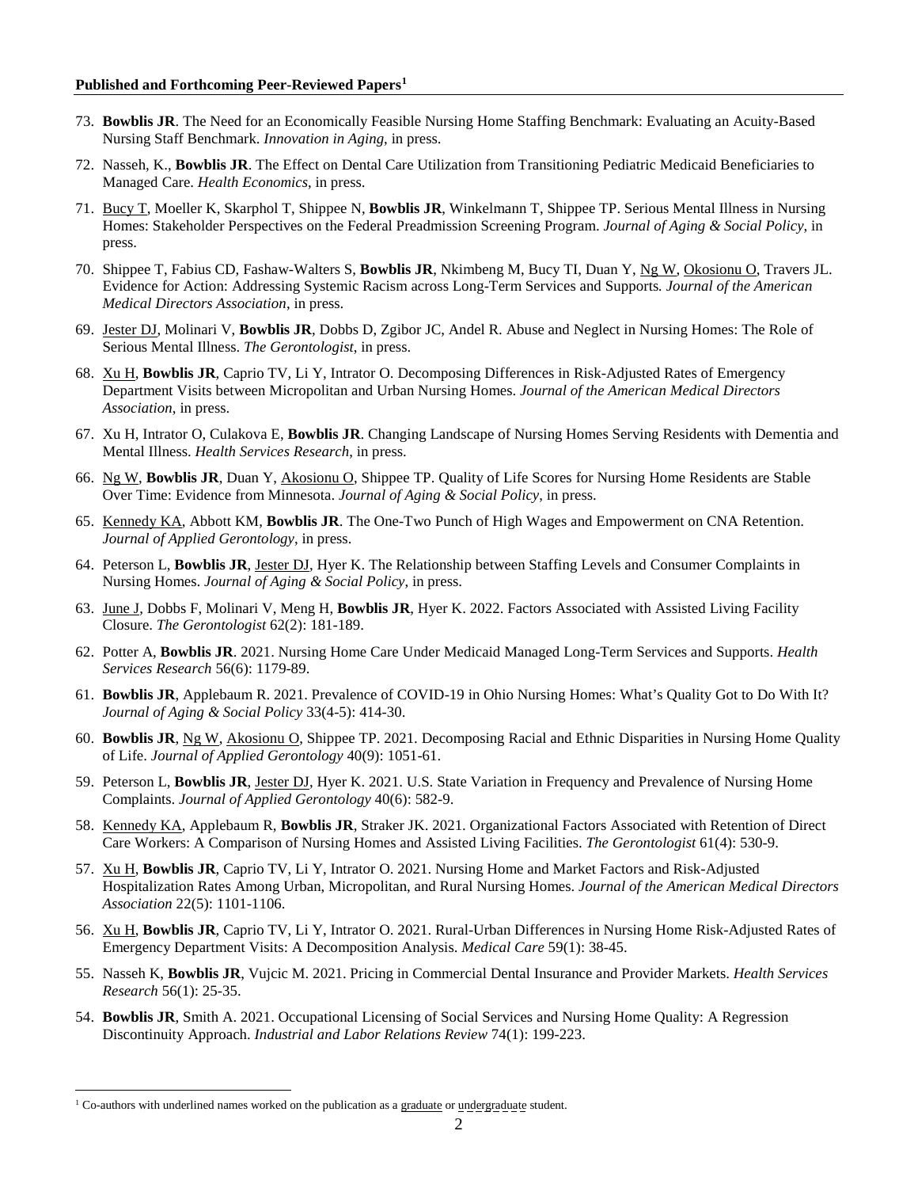**Published and Forthcoming Peer-Reviewed Papers**[1]

73. **Bowblis JR**. The Need for an Economically Feasible Nursing Home Staffing Benchmark: Evaluating an Acuity-Based Nursing Staff Benchmark. *Innovation in Aging*, in press.

72. Nasseh, K., **Bowblis JR**. The Effect on Dental Care Utilization from Transitioning Pediatric Medicaid Beneficiaries to Managed Care. *Health Economics*, in press.

71. Bucy T, Moeller K, Skarphol T, Shippee N, **Bowblis JR**, Winkelmann T, Shippee TP. Serious Mental Illness in Nursing Homes: Stakeholder Perspectives on the Federal Preadmission Screening Program. *Journal of Aging & Social Policy*, in press.

70. Shippee T, Fabius CD, Fashaw-Walters S, **Bowblis JR**, Nkimbeng M, Bucy TI, Duan Y, Ng W, Okosionu O, Travers JL. Evidence for Action: Addressing Systemic Racism across Long-Term Services and Supports. *Journal of the American Medical Directors Association*, in press.

69. Jester DJ, Molinari V, **Bowblis JR**, Dobbs D, Zgibor JC, Andel R. Abuse and Neglect in Nursing Homes: The Role of Serious Mental Illness. *The Gerontologist*, in press.

68. Xu H, **Bowblis JR**, Caprio TV, Li Y, Intrator O. Decomposing Differences in Risk-Adjusted Rates of Emergency Department Visits between Micropolitan and Urban Nursing Homes. *Journal of the American Medical Directors Association*, in press.

67. Xu H, Intrator O, Culakova E, **Bowblis JR**. Changing Landscape of Nursing Homes Serving Residents with Dementia and Mental Illness. *Health Services Research*, in press.

66. Ng W, **Bowblis JR**, Duan Y, Akosionu O, Shippee TP. Quality of Life Scores for Nursing Home Residents are Stable Over Time: Evidence from Minnesota. *Journal of Aging & Social Policy*, in press.

65. Kennedy KA, Abbott KM, **Bowblis JR**. The One-Two Punch of High Wages and Empowerment on CNA Retention. *Journal of Applied Gerontology*, in press.

64. Peterson L, **Bowblis JR**, Jester DJ, Hyer K. The Relationship between Staffing Levels and Consumer Complaints in Nursing Homes. *Journal of Aging & Social Policy*, in press.

63. June J, Dobbs F, Molinari V, Meng H, **Bowblis JR**, Hyer K. 2022. Factors Associated with Assisted Living Facility Closure. *The Gerontologist* 62(2): 181-189.

62. Potter A, **Bowblis JR**. 2021. Nursing Home Care Under Medicaid Managed Long-Term Services and Supports. *Health Services Research* 56(6): 1179-89.

61. **Bowblis JR**, Applebaum R. 2021. Prevalence of COVID-19 in Ohio Nursing Homes: What's Quality Got to Do With It? *Journal of Aging & Social Policy* 33(4-5): 414-30.

60. **Bowblis JR**, Ng W, Akosionu O, Shippee TP. 2021. Decomposing Racial and Ethnic Disparities in Nursing Home Quality of Life. *Journal of Applied Gerontology* 40(9): 1051-61.

59. Peterson L, **Bowblis JR**, Jester DJ, Hyer K. 2021. U.S. State Variation in Frequency and Prevalence of Nursing Home Complaints. *Journal of Applied Gerontology* 40(6): 582-9.

58. Kennedy KA, Applebaum R, **Bowblis JR**, Straker JK. 2021. Organizational Factors Associated with Retention of Direct Care Workers: A Comparison of Nursing Homes and Assisted Living Facilities. *The Gerontologist* 61(4): 530-9.

57. Xu H, **Bowblis JR**, Caprio TV, Li Y, Intrator O. 2021. Nursing Home and Market Factors and Risk-Adjusted Hospitalization Rates Among Urban, Micropolitan, and Rural Nursing Homes. *Journal of the American Medical Directors Association* 22(5): 1101-1106.

56. Xu H, **Bowblis JR**, Caprio TV, Li Y, Intrator O. 2021. Rural-Urban Differences in Nursing Home Risk-Adjusted Rates of Emergency Department Visits: A Decomposition Analysis. *Medical Care* 59(1): 38-45.

55. Nasseh K, **Bowblis JR**, Vujcic M. 2021. Pricing in Commercial Dental Insurance and Provider Markets. *Health Services Research* 56(1): 25-35.

54. **Bowblis JR**, Smith A. 2021. Occupational Licensing of Social Services and Nursing Home Quality: A Regression Discontinuity Approach. *Industrial and Labor Relations Review* 74(1): 199-223.

[1] Co-authors with underlined names worked on the publication as a graduate or undergraduate student.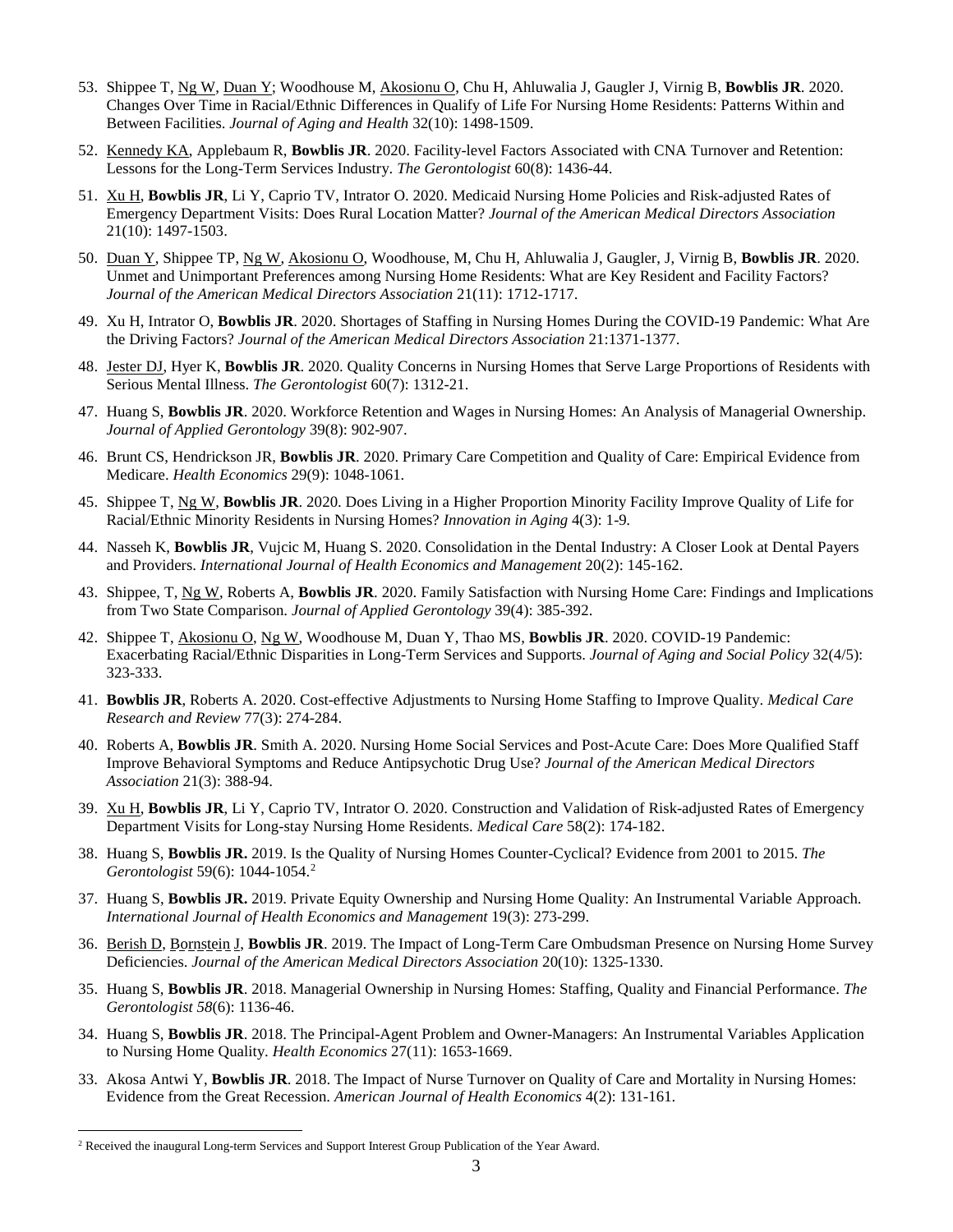53. Shippee T, Ng W, Duan Y; Woodhouse M, Akosionu O, Chu H, Ahluwalia J, Gaugler J, Virnig B, **Bowblis JR**. 2020. Changes Over Time in Racial/Ethnic Differences in Qualify of Life For Nursing Home Residents: Patterns Within and Between Facilities. *Journal of Aging and Health* 32(10): 1498-1509.

52. Kennedy KA, Applebaum R, **Bowblis JR**. 2020. Facility-level Factors Associated with CNA Turnover and Retention: Lessons for the Long-Term Services Industry. *The Gerontologist* 60(8): 1436-44.

51. Xu H, **Bowblis JR**, Li Y, Caprio TV, Intrator O. 2020. Medicaid Nursing Home Policies and Risk-adjusted Rates of Emergency Department Visits: Does Rural Location Matter? *Journal of the American Medical Directors Association* 21(10): 1497-1503.

50. Duan Y, Shippee TP, Ng W, Akosionu O, Woodhouse, M, Chu H, Ahluwalia J, Gaugler, J, Virnig B, **Bowblis JR**. 2020. Unmet and Unimportant Preferences among Nursing Home Residents: What are Key Resident and Facility Factors? *Journal of the American Medical Directors Association* 21(11): 1712-1717.

49. Xu H, Intrator O, **Bowblis JR**. 2020. Shortages of Staffing in Nursing Homes During the COVID-19 Pandemic: What Are the Driving Factors? *Journal of the American Medical Directors Association* 21:1371-1377.

48. Jester DJ, Hyer K, **Bowblis JR**. 2020. Quality Concerns in Nursing Homes that Serve Large Proportions of Residents with Serious Mental Illness. *The Gerontologist* 60(7): 1312-21.

47. Huang S, **Bowblis JR**. 2020. Workforce Retention and Wages in Nursing Homes: An Analysis of Managerial Ownership. *Journal of Applied Gerontology* 39(8): 902-907.

46. Brunt CS, Hendrickson JR, **Bowblis JR**. 2020. Primary Care Competition and Quality of Care: Empirical Evidence from Medicare. *Health Economics* 29(9): 1048-1061.

45. Shippee T, Ng W, **Bowblis JR**. 2020. Does Living in a Higher Proportion Minority Facility Improve Quality of Life for Racial/Ethnic Minority Residents in Nursing Homes? *Innovation in Aging* 4(3): 1-9.

44. Nasseh K, **Bowblis JR**, Vujcic M, Huang S. 2020. Consolidation in the Dental Industry: A Closer Look at Dental Payers and Providers. *International Journal of Health Economics and Management* 20(2): 145-162.

43. Shippee, T, Ng W, Roberts A, **Bowblis JR**. 2020. Family Satisfaction with Nursing Home Care: Findings and Implications from Two State Comparison. *Journal of Applied Gerontology* 39(4): 385-392.

42. Shippee T, Akosionu O, Ng W, Woodhouse M, Duan Y, Thao MS, **Bowblis JR**. 2020. COVID-19 Pandemic: Exacerbating Racial/Ethnic Disparities in Long-Term Services and Supports. *Journal of Aging and Social Policy* 32(4/5): 323-333.

41. **Bowblis JR**, Roberts A. 2020. Cost-effective Adjustments to Nursing Home Staffing to Improve Quality. *Medical Care Research and Review* 77(3): 274-284.

40. Roberts A, **Bowblis JR**. Smith A. 2020. Nursing Home Social Services and Post-Acute Care: Does More Qualified Staff Improve Behavioral Symptoms and Reduce Antipsychotic Drug Use? *Journal of the American Medical Directors Association* 21(3): 388-94.

39. Xu H, **Bowblis JR**, Li Y, Caprio TV, Intrator O. 2020. Construction and Validation of Risk-adjusted Rates of Emergency Department Visits for Long-stay Nursing Home Residents. *Medical Care* 58(2): 174-182.

38. Huang S, **Bowblis JR.** 2019. Is the Quality of Nursing Homes Counter-Cyclical? Evidence from 2001 to 2015. *The Gerontologist* 59(6): 1044-1054.[2]

37. Huang S, **Bowblis JR.** 2019. Private Equity Ownership and Nursing Home Quality: An Instrumental Variable Approach. *International Journal of Health Economics and Management* 19(3): 273-299.

36. Berish D, Bornstein J, **Bowblis JR**. 2019. The Impact of Long-Term Care Ombudsman Presence on Nursing Home Survey Deficiencies. *Journal of the American Medical Directors Association* 20(10): 1325-1330.

35. Huang S, **Bowblis JR**. 2018. Managerial Ownership in Nursing Homes: Staffing, Quality and Financial Performance. *The Gerontologist 58*(6): 1136-46.

34. Huang S, **Bowblis JR**. 2018. The Principal-Agent Problem and Owner-Managers: An Instrumental Variables Application to Nursing Home Quality. *Health Economics* 27(11): 1653-1669.

33. Akosa Antwi Y, **Bowblis JR**. 2018. The Impact of Nurse Turnover on Quality of Care and Mortality in Nursing Homes: Evidence from the Great Recession. *American Journal of Health Economics* 4(2): 131-161.

[2] Received the inaugural Long-term Services and Support Interest Group Publication of the Year Award.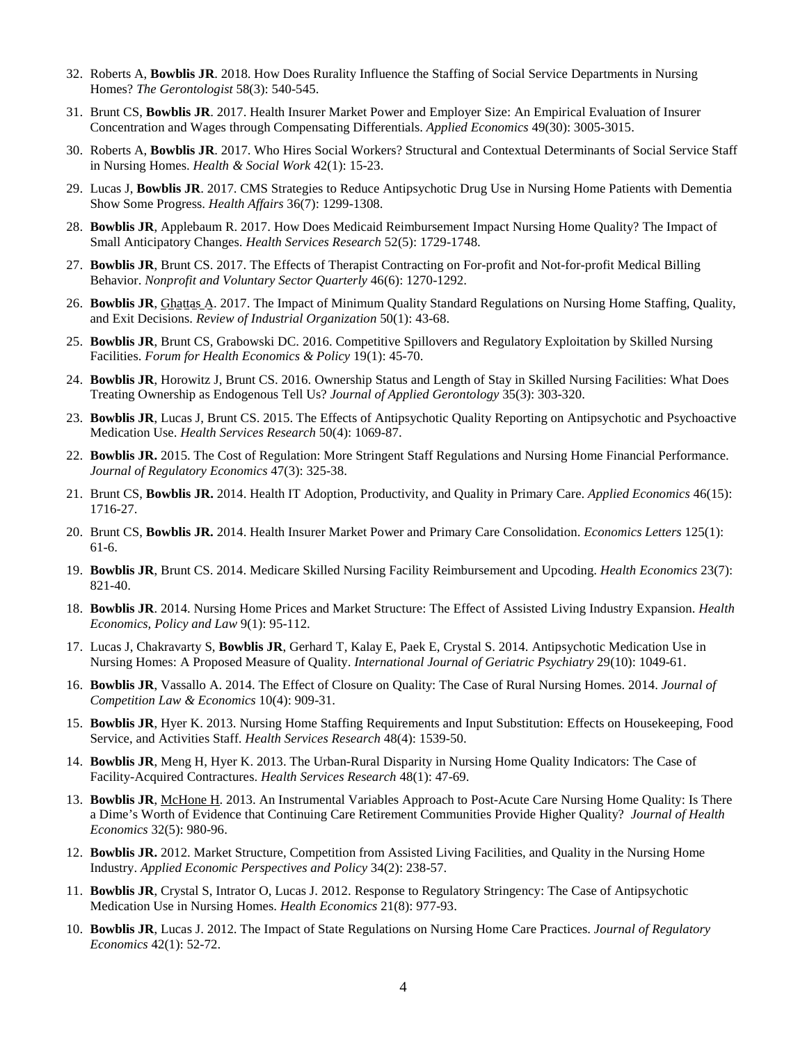32. Roberts A, **Bowblis JR**. 2018. How Does Rurality Influence the Staffing of Social Service Departments in Nursing Homes? *The Gerontologist* 58(3): 540-545.

31. Brunt CS, **Bowblis JR**. 2017. Health Insurer Market Power and Employer Size: An Empirical Evaluation of Insurer Concentration and Wages through Compensating Differentials. *Applied Economics* 49(30): 3005-3015.

30. Roberts A, **Bowblis JR**. 2017. Who Hires Social Workers? Structural and Contextual Determinants of Social Service Staff in Nursing Homes. *Health & Social Work* 42(1): 15-23.

29. Lucas J, **Bowblis JR**. 2017. CMS Strategies to Reduce Antipsychotic Drug Use in Nursing Home Patients with Dementia Show Some Progress. *Health Affairs* 36(7): 1299-1308.

28. **Bowblis JR**, Applebaum R. 2017. How Does Medicaid Reimbursement Impact Nursing Home Quality? The Impact of Small Anticipatory Changes. *Health Services Research* 52(5): 1729-1748.

27. **Bowblis JR**, Brunt CS. 2017. The Effects of Therapist Contracting on For-profit and Not-for-profit Medical Billing Behavior. *Nonprofit and Voluntary Sector Quarterly* 46(6): 1270-1292.

26. **Bowblis JR**, Ghattas A. 2017. The Impact of Minimum Quality Standard Regulations on Nursing Home Staffing, Quality, and Exit Decisions. *Review of Industrial Organization* 50(1): 43-68.

25. **Bowblis JR**, Brunt CS, Grabowski DC. 2016. Competitive Spillovers and Regulatory Exploitation by Skilled Nursing Facilities. *Forum for Health Economics & Policy* 19(1): 45-70.

24. **Bowblis JR**, Horowitz J, Brunt CS. 2016. Ownership Status and Length of Stay in Skilled Nursing Facilities: What Does Treating Ownership as Endogenous Tell Us? *Journal of Applied Gerontology* 35(3): 303-320.

23. **Bowblis JR**, Lucas J, Brunt CS. 2015. The Effects of Antipsychotic Quality Reporting on Antipsychotic and Psychoactive Medication Use. *Health Services Research* 50(4): 1069-87.

22. **Bowblis JR.** 2015. The Cost of Regulation: More Stringent Staff Regulations and Nursing Home Financial Performance. *Journal of Regulatory Economics* 47(3): 325-38.

21. Brunt CS, **Bowblis JR.** 2014. Health IT Adoption, Productivity, and Quality in Primary Care. *Applied Economics* 46(15): 1716-27.

20. Brunt CS, **Bowblis JR.** 2014. Health Insurer Market Power and Primary Care Consolidation. *Economics Letters* 125(1): 61-6.

19. **Bowblis JR**, Brunt CS. 2014. Medicare Skilled Nursing Facility Reimbursement and Upcoding. *Health Economics* 23(7): 821-40.

18. **Bowblis JR**. 2014. Nursing Home Prices and Market Structure: The Effect of Assisted Living Industry Expansion. *Health Economics, Policy and Law* 9(1): 95-112.

17. Lucas J, Chakravarty S, **Bowblis JR**, Gerhard T, Kalay E, Paek E, Crystal S. 2014. Antipsychotic Medication Use in Nursing Homes: A Proposed Measure of Quality. *International Journal of Geriatric Psychiatry* 29(10): 1049-61.

16. **Bowblis JR**, Vassallo A. 2014. The Effect of Closure on Quality: The Case of Rural Nursing Homes. 2014. *Journal of Competition Law & Economics* 10(4): 909-31.

15. **Bowblis JR**, Hyer K. 2013. Nursing Home Staffing Requirements and Input Substitution: Effects on Housekeeping, Food Service, and Activities Staff. *Health Services Research* 48(4): 1539-50.

14. **Bowblis JR**, Meng H, Hyer K. 2013. The Urban-Rural Disparity in Nursing Home Quality Indicators: The Case of Facility-Acquired Contractures. *Health Services Research* 48(1): 47-69.

13. **Bowblis JR**, McHone H. 2013. An Instrumental Variables Approach to Post-Acute Care Nursing Home Quality: Is There a Dime's Worth of Evidence that Continuing Care Retirement Communities Provide Higher Quality? *Journal of Health Economics* 32(5): 980-96.

12. **Bowblis JR.** 2012. Market Structure, Competition from Assisted Living Facilities, and Quality in the Nursing Home Industry. *Applied Economic Perspectives and Policy* 34(2): 238-57.

11. **Bowblis JR**, Crystal S, Intrator O, Lucas J. 2012. Response to Regulatory Stringency: The Case of Antipsychotic Medication Use in Nursing Homes. *Health Economics* 21(8): 977-93.

10. **Bowblis JR**, Lucas J. 2012. The Impact of State Regulations on Nursing Home Care Practices. *Journal of Regulatory Economics* 42(1): 52-72.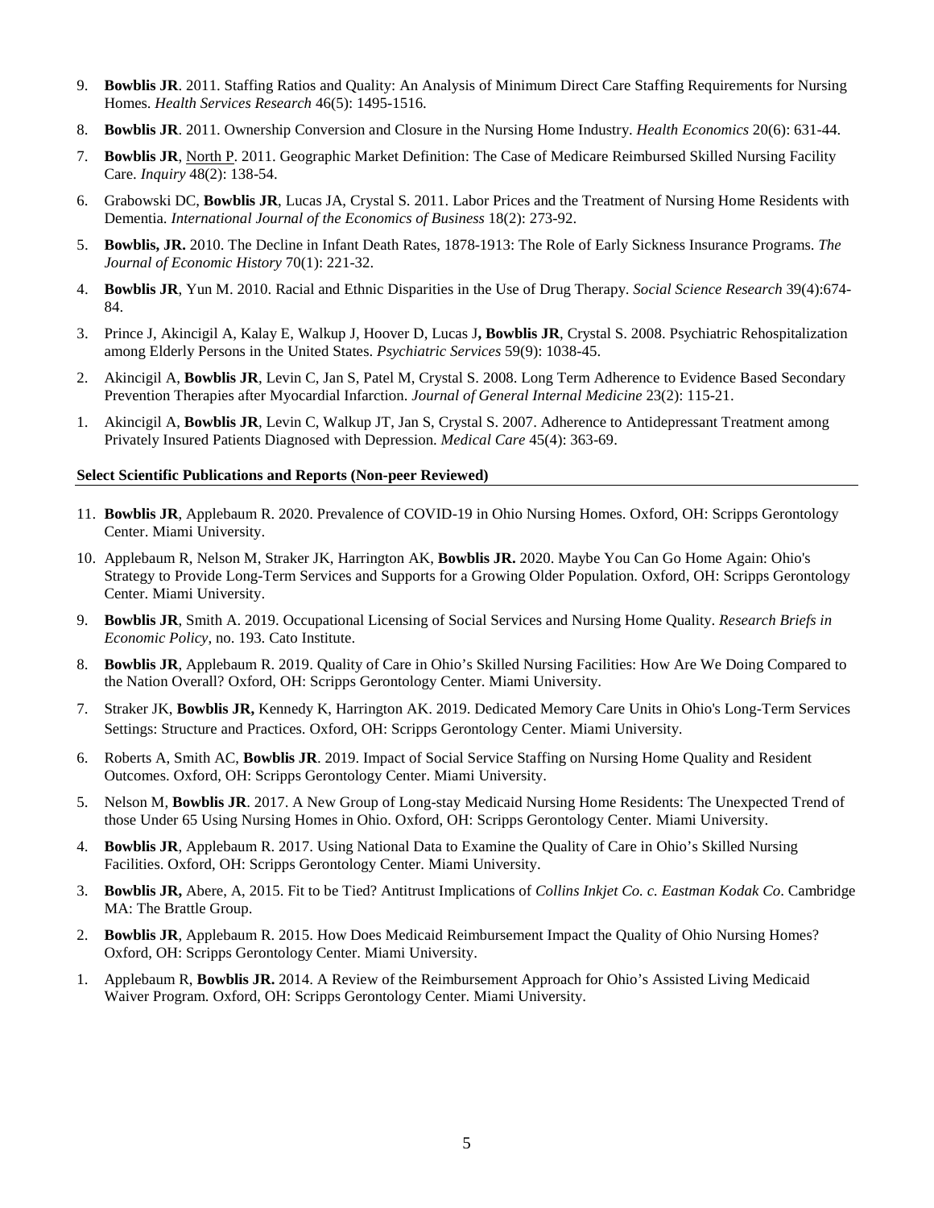9. **Bowblis JR**. 2011. Staffing Ratios and Quality: An Analysis of Minimum Direct Care Staffing Requirements for Nursing Homes. *Health Services Research* 46(5): 1495-1516.

8. **Bowblis JR**. 2011. Ownership Conversion and Closure in the Nursing Home Industry. *Health Economics* 20(6): 631-44.

7. **Bowblis JR**, <u>North P</u>. 2011. Geographic Market Definition: The Case of Medicare Reimbursed Skilled Nursing Facility Care. *Inquiry* 48(2): 138-54.

6. Grabowski DC, **Bowblis JR**, Lucas JA, Crystal S. 2011. Labor Prices and the Treatment of Nursing Home Residents with Dementia. *International Journal of the Economics of Business* 18(2): 273-92.

5. **Bowblis, JR.** 2010. The Decline in Infant Death Rates, 1878-1913: The Role of Early Sickness Insurance Programs. *The Journal of Economic History* 70(1): 221-32.

4. **Bowblis JR**, Yun M. 2010. Racial and Ethnic Disparities in the Use of Drug Therapy. *Social Science Research* 39(4):674-84.

3. Prince J, Akincigil A, Kalay E, Walkup J, Hoover D, Lucas J**, Bowblis JR**, Crystal S. 2008. Psychiatric Rehospitalization among Elderly Persons in the United States. *Psychiatric Services* 59(9): 1038-45.

2. Akincigil A, **Bowblis JR**, Levin C, Jan S, Patel M, Crystal S. 2008. Long Term Adherence to Evidence Based Secondary Prevention Therapies after Myocardial Infarction. *Journal of General Internal Medicine* 23(2): 115-21.

1. Akincigil A, **Bowblis JR**, Levin C, Walkup JT, Jan S, Crystal S. 2007. Adherence to Antidepressant Treatment among Privately Insured Patients Diagnosed with Depression. *Medical Care* 45(4): 363-69.

**Select Scientific Publications and Reports (Non-peer Reviewed)**

11. **Bowblis JR**, Applebaum R. 2020. Prevalence of COVID-19 in Ohio Nursing Homes. Oxford, OH: Scripps Gerontology Center. Miami University.

10. Applebaum R, Nelson M, Straker JK, Harrington AK, **Bowblis JR.** 2020. Maybe You Can Go Home Again: Ohio's Strategy to Provide Long-Term Services and Supports for a Growing Older Population. Oxford, OH: Scripps Gerontology Center. Miami University.

9. **Bowblis JR**, Smith A. 2019. Occupational Licensing of Social Services and Nursing Home Quality. *Research Briefs in Economic Policy*, no. 193. Cato Institute.

8. **Bowblis JR**, Applebaum R. 2019. Quality of Care in Ohio's Skilled Nursing Facilities: How Are We Doing Compared to the Nation Overall? Oxford, OH: Scripps Gerontology Center. Miami University.

7. Straker JK, **Bowblis JR,** Kennedy K, Harrington AK. 2019. Dedicated Memory Care Units in Ohio's Long-Term Services Settings: Structure and Practices. Oxford, OH: Scripps Gerontology Center. Miami University.

6. Roberts A, Smith AC, **Bowblis JR**. 2019. Impact of Social Service Staffing on Nursing Home Quality and Resident Outcomes. Oxford, OH: Scripps Gerontology Center. Miami University.

5. Nelson M, **Bowblis JR**. 2017. A New Group of Long-stay Medicaid Nursing Home Residents: The Unexpected Trend of those Under 65 Using Nursing Homes in Ohio. Oxford, OH: Scripps Gerontology Center. Miami University.

4. **Bowblis JR**, Applebaum R. 2017. Using National Data to Examine the Quality of Care in Ohio's Skilled Nursing Facilities. Oxford, OH: Scripps Gerontology Center. Miami University.

3. **Bowblis JR,** Abere, A, 2015. Fit to be Tied? Antitrust Implications of *Collins Inkjet Co. c. Eastman Kodak Co*. Cambridge MA: The Brattle Group.

2. **Bowblis JR**, Applebaum R. 2015. How Does Medicaid Reimbursement Impact the Quality of Ohio Nursing Homes? Oxford, OH: Scripps Gerontology Center. Miami University.

1. Applebaum R, **Bowblis JR.** 2014. A Review of the Reimbursement Approach for Ohio's Assisted Living Medicaid Waiver Program. Oxford, OH: Scripps Gerontology Center. Miami University.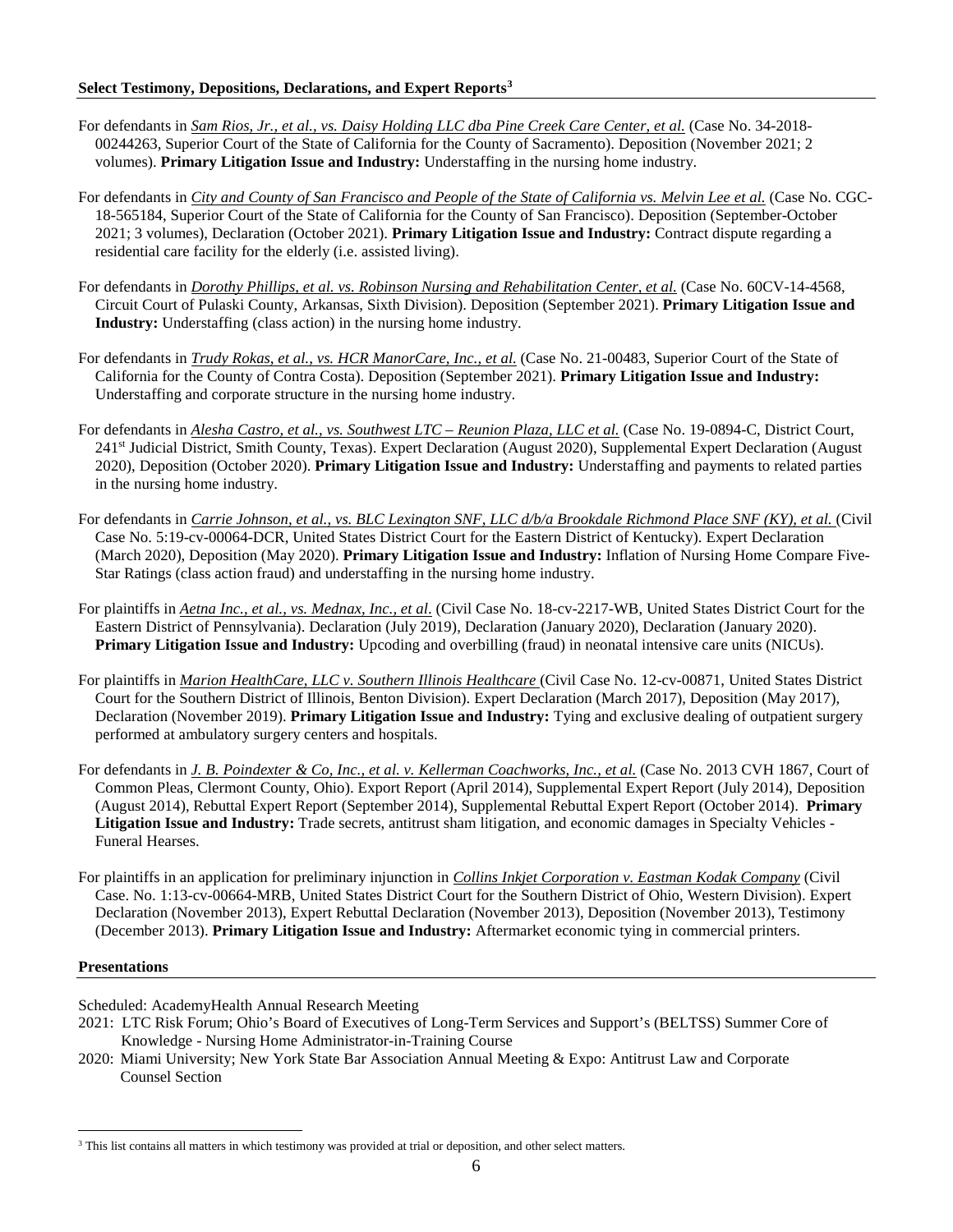**Select Testimony, Depositions, Declarations, and Expert Reports[3]**

For defendants in *Sam Rios, Jr., et al., vs. Daisy Holding LLC dba Pine Creek Care Center, et al.* (Case No. 34-2018-00244263, Superior Court of the State of California for the County of Sacramento). Deposition (November 2021; 2 volumes). **Primary Litigation Issue and Industry:** Understaffing in the nursing home industry.

For defendants in *City and County of San Francisco and People of the State of California vs. Melvin Lee et al.* (Case No. CGC-18-565184, Superior Court of the State of California for the County of San Francisco). Deposition (September-October 2021; 3 volumes), Declaration (October 2021). **Primary Litigation Issue and Industry:** Contract dispute regarding a residential care facility for the elderly (i.e. assisted living).

For defendants in *Dorothy Phillips, et al. vs. Robinson Nursing and Rehabilitation Center, et al.* (Case No. 60CV-14-4568, Circuit Court of Pulaski County, Arkansas, Sixth Division). Deposition (September 2021). **Primary Litigation Issue and Industry:** Understaffing (class action) in the nursing home industry.

For defendants in *Trudy Rokas, et al., vs. HCR ManorCare, Inc., et al.* (Case No. 21-00483, Superior Court of the State of California for the County of Contra Costa). Deposition (September 2021). **Primary Litigation Issue and Industry:** Understaffing and corporate structure in the nursing home industry.

For defendants in *Alesha Castro, et al., vs. Southwest LTC – Reunion Plaza, LLC et al.* (Case No. 19-0894-C, District Court, 241st Judicial District, Smith County, Texas). Expert Declaration (August 2020), Supplemental Expert Declaration (August 2020), Deposition (October 2020). **Primary Litigation Issue and Industry:** Understaffing and payments to related parties in the nursing home industry.

For defendants in *Carrie Johnson, et al., vs. BLC Lexington SNF, LLC d/b/a Brookdale Richmond Place SNF (KY), et al.* (Civil Case No. 5:19-cv-00064-DCR, United States District Court for the Eastern District of Kentucky). Expert Declaration (March 2020), Deposition (May 2020). **Primary Litigation Issue and Industry:** Inflation of Nursing Home Compare Five-Star Ratings (class action fraud) and understaffing in the nursing home industry.

For plaintiffs in *Aetna Inc., et al., vs. Mednax, Inc., et al.* (Civil Case No. 18-cv-2217-WB, United States District Court for the Eastern District of Pennsylvania). Declaration (July 2019), Declaration (January 2020), Declaration (January 2020). **Primary Litigation Issue and Industry:** Upcoding and overbilling (fraud) in neonatal intensive care units (NICUs).

For plaintiffs in *Marion HealthCare, LLC v. Southern Illinois Healthcare* (Civil Case No. 12-cv-00871, United States District Court for the Southern District of Illinois, Benton Division). Expert Declaration (March 2017), Deposition (May 2017), Declaration (November 2019). **Primary Litigation Issue and Industry:** Tying and exclusive dealing of outpatient surgery performed at ambulatory surgery centers and hospitals.

For defendants in *J. B. Poindexter & Co, Inc., et al. v. Kellerman Coachworks, Inc., et al.* (Case No. 2013 CVH 1867, Court of Common Pleas, Clermont County, Ohio). Export Report (April 2014), Supplemental Expert Report (July 2014), Deposition (August 2014), Rebuttal Expert Report (September 2014), Supplemental Rebuttal Expert Report (October 2014). **Primary Litigation Issue and Industry:** Trade secrets, antitrust sham litigation, and economic damages in Specialty Vehicles - Funeral Hearses.

For plaintiffs in an application for preliminary injunction in *Collins Inkjet Corporation v. Eastman Kodak Company* (Civil Case. No. 1:13-cv-00664-MRB, United States District Court for the Southern District of Ohio, Western Division). Expert Declaration (November 2013), Expert Rebuttal Declaration (November 2013), Deposition (November 2013), Testimony (December 2013). **Primary Litigation Issue and Industry:** Aftermarket economic tying in commercial printers.

**Presentations**

Scheduled: AcademyHealth Annual Research Meeting

2021: LTC Risk Forum; Ohio's Board of Executives of Long-Term Services and Support's (BELTSS) Summer Core of Knowledge - Nursing Home Administrator-in-Training Course

2020: Miami University; New York State Bar Association Annual Meeting & Expo: Antitrust Law and Corporate Counsel Section

[3] This list contains all matters in which testimony was provided at trial or deposition, and other select matters.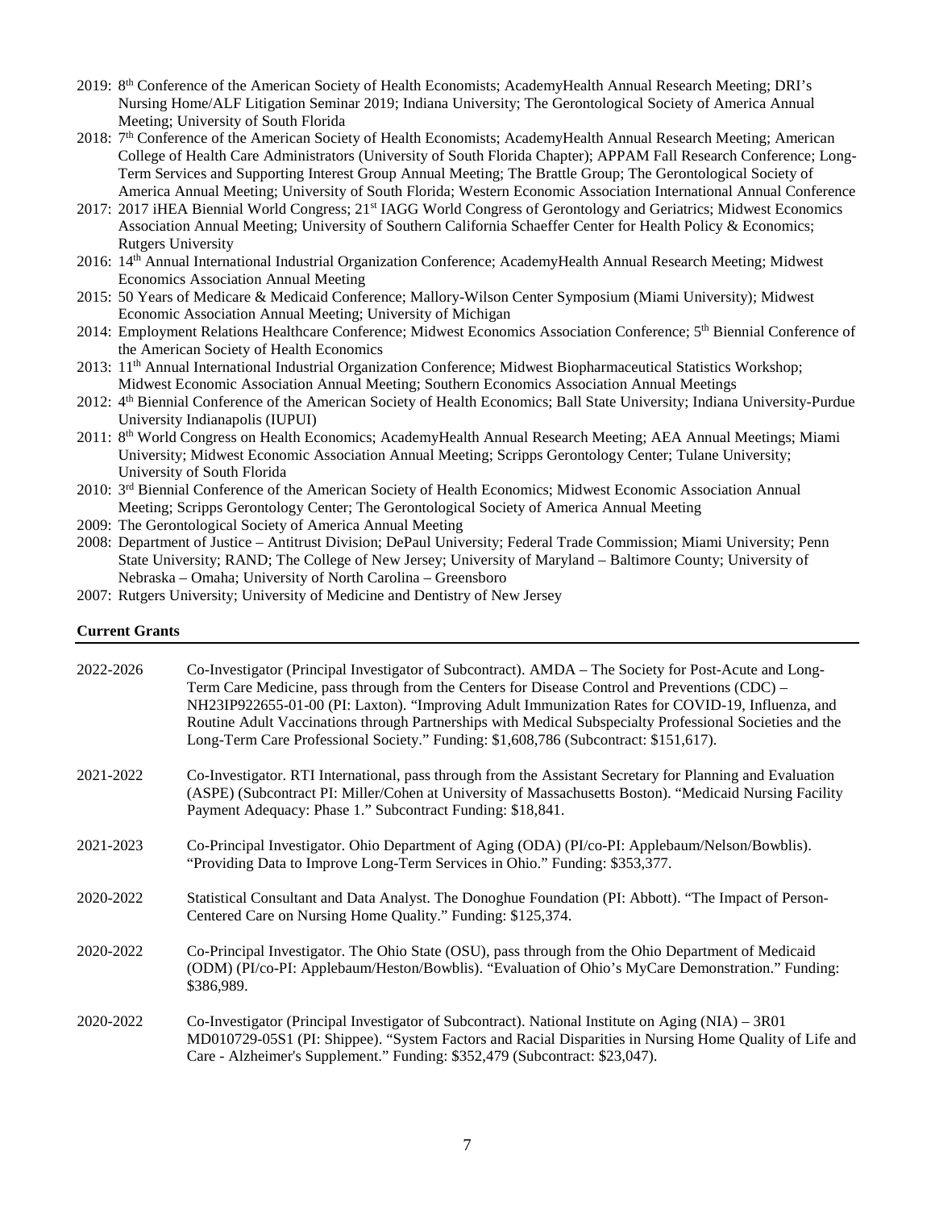2019: 8th Conference of the American Society of Health Economists; AcademyHealth Annual Research Meeting; DRI's Nursing Home/ALF Litigation Seminar 2019; Indiana University; The Gerontological Society of America Annual Meeting; University of South Florida

2018: 7th Conference of the American Society of Health Economists; AcademyHealth Annual Research Meeting; American College of Health Care Administrators (University of South Florida Chapter); APPAM Fall Research Conference; Long-Term Services and Supporting Interest Group Annual Meeting; The Brattle Group; The Gerontological Society of America Annual Meeting; University of South Florida; Western Economic Association International Annual Conference

2017: 2017 iHEA Biennial World Congress; 21st IAGG World Congress of Gerontology and Geriatrics; Midwest Economics Association Annual Meeting; University of Southern California Schaeffer Center for Health Policy & Economics; Rutgers University

2016: 14th Annual International Industrial Organization Conference; AcademyHealth Annual Research Meeting; Midwest Economics Association Annual Meeting

2015: 50 Years of Medicare & Medicaid Conference; Mallory-Wilson Center Symposium (Miami University); Midwest Economic Association Annual Meeting; University of Michigan

2014: Employment Relations Healthcare Conference; Midwest Economics Association Conference; 5th Biennial Conference of the American Society of Health Economics

2013: 11th Annual International Industrial Organization Conference; Midwest Biopharmaceutical Statistics Workshop; Midwest Economic Association Annual Meeting; Southern Economics Association Annual Meetings

2012: 4th Biennial Conference of the American Society of Health Economics; Ball State University; Indiana University-Purdue University Indianapolis (IUPUI)

2011: 8th World Congress on Health Economics; AcademyHealth Annual Research Meeting; AEA Annual Meetings; Miami University; Midwest Economic Association Annual Meeting; Scripps Gerontology Center; Tulane University; University of South Florida

2010: 3rd Biennial Conference of the American Society of Health Economics; Midwest Economic Association Annual Meeting; Scripps Gerontology Center; The Gerontological Society of America Annual Meeting

2009: The Gerontological Society of America Annual Meeting

2008: Department of Justice – Antitrust Division; DePaul University; Federal Trade Commission; Miami University; Penn State University; RAND; The College of New Jersey; University of Maryland – Baltimore County; University of Nebraska – Omaha; University of North Carolina – Greensboro

2007: Rutgers University; University of Medicine and Dentistry of New Jersey

## Current Grants

2022-2026 Co-Investigator (Principal Investigator of Subcontract). AMDA – The Society for Post-Acute and Long-Term Care Medicine, pass through from the Centers for Disease Control and Preventions (CDC) – NH23IP922655-01-00 (PI: Laxton). "Improving Adult Immunization Rates for COVID-19, Influenza, and Routine Adult Vaccinations through Partnerships with Medical Subspecialty Professional Societies and the Long-Term Care Professional Society." Funding: $1,608,786 (Subcontract: $151,617).

2021-2022 Co-Investigator. RTI International, pass through from the Assistant Secretary for Planning and Evaluation (ASPE) (Subcontract PI: Miller/Cohen at University of Massachusetts Boston). "Medicaid Nursing Facility Payment Adequacy: Phase 1." Subcontract Funding: $18,841.

2021-2023 Co-Principal Investigator. Ohio Department of Aging (ODA) (PI/co-PI: Applebaum/Nelson/Bowblis). "Providing Data to Improve Long-Term Services in Ohio." Funding: $353,377.

2020-2022 Statistical Consultant and Data Analyst. The Donoghue Foundation (PI: Abbott). "The Impact of Person-Centered Care on Nursing Home Quality." Funding: $125,374.

2020-2022 Co-Principal Investigator. The Ohio State (OSU), pass through from the Ohio Department of Medicaid (ODM) (PI/co-PI: Applebaum/Heston/Bowblis). "Evaluation of Ohio's MyCare Demonstration." Funding: $386,989.

2020-2022 Co-Investigator (Principal Investigator of Subcontract). National Institute on Aging (NIA) – 3R01 MD010729-05S1 (PI: Shippee). "System Factors and Racial Disparities in Nursing Home Quality of Life and Care - Alzheimer's Supplement." Funding: $352,479 (Subcontract: $23,047).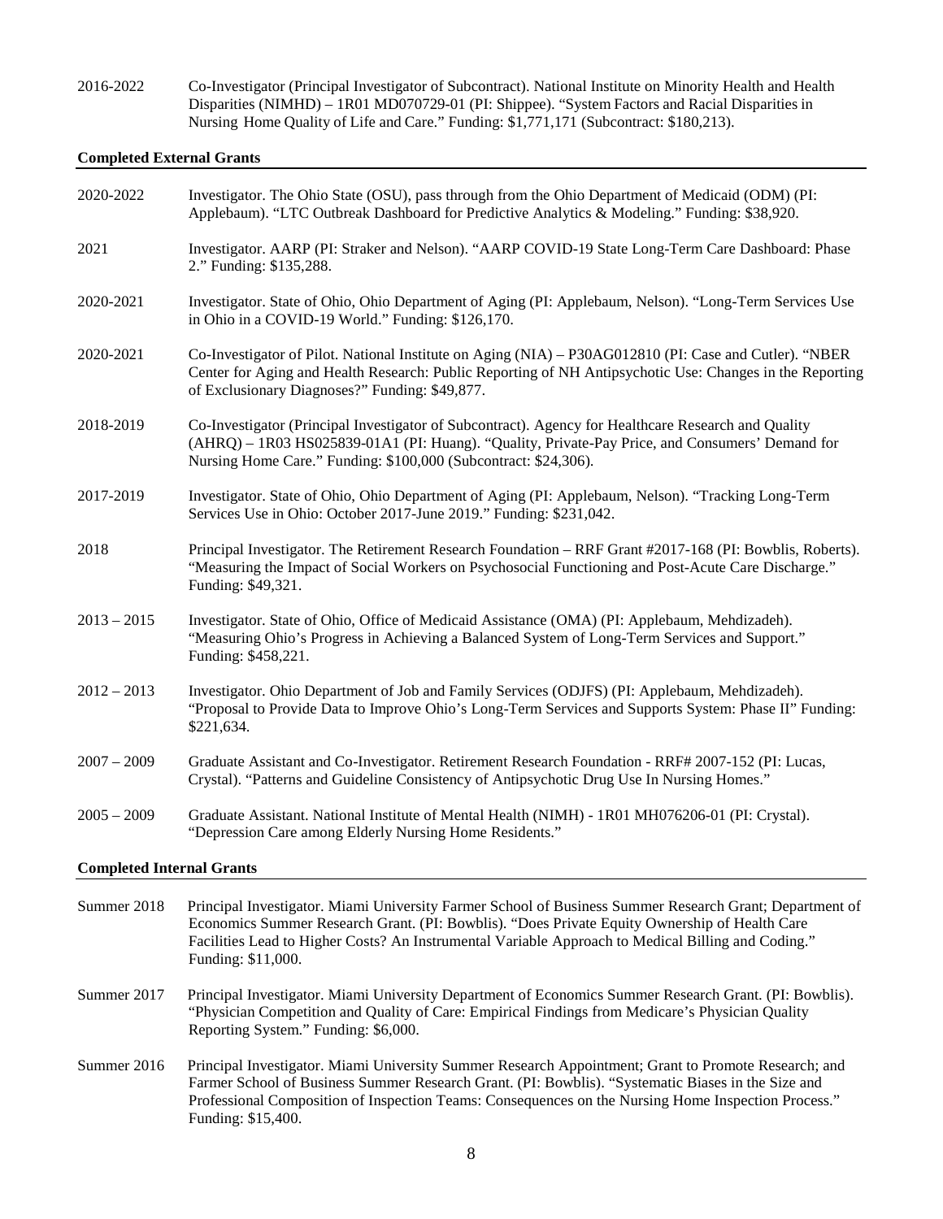2016-2022 Co-Investigator (Principal Investigator of Subcontract). National Institute on Minority Health and Health Disparities (NIMHD) – 1R01 MD070729-01 (PI: Shippee). "System Factors and Racial Disparities in Nursing Home Quality of Life and Care." Funding: $1,771,171 (Subcontract: $180,213).

**Completed External Grants**

2020-2022 Investigator. The Ohio State (OSU), pass through from the Ohio Department of Medicaid (ODM) (PI: Applebaum). "LTC Outbreak Dashboard for Predictive Analytics & Modeling." Funding: $38,920.

2021 Investigator. AARP (PI: Straker and Nelson). "AARP COVID-19 State Long-Term Care Dashboard: Phase 2." Funding: $135,288.

2020-2021 Investigator. State of Ohio, Ohio Department of Aging (PI: Applebaum, Nelson). "Long-Term Services Use in Ohio in a COVID-19 World." Funding: $126,170.

2020-2021 Co-Investigator of Pilot. National Institute on Aging (NIA) – P30AG012810 (PI: Case and Cutler). "NBER Center for Aging and Health Research: Public Reporting of NH Antipsychotic Use: Changes in the Reporting of Exclusionary Diagnoses?" Funding: $49,877.

2018-2019 Co-Investigator (Principal Investigator of Subcontract). Agency for Healthcare Research and Quality (AHRQ) – 1R03 HS025839-01A1 (PI: Huang). "Quality, Private-Pay Price, and Consumers' Demand for Nursing Home Care." Funding: $100,000 (Subcontract: $24,306).

2017-2019 Investigator. State of Ohio, Ohio Department of Aging (PI: Applebaum, Nelson). "Tracking Long-Term Services Use in Ohio: October 2017-June 2019." Funding: $231,042.

2018 Principal Investigator. The Retirement Research Foundation – RRF Grant #2017-168 (PI: Bowblis, Roberts). "Measuring the Impact of Social Workers on Psychosocial Functioning and Post-Acute Care Discharge." Funding: $49,321.

2013 – 2015 Investigator. State of Ohio, Office of Medicaid Assistance (OMA) (PI: Applebaum, Mehdizadeh). "Measuring Ohio's Progress in Achieving a Balanced System of Long-Term Services and Support." Funding: $458,221.

2012 – 2013 Investigator. Ohio Department of Job and Family Services (ODJFS) (PI: Applebaum, Mehdizadeh). "Proposal to Provide Data to Improve Ohio's Long-Term Services and Supports System: Phase II" Funding: $221,634.

2007 – 2009 Graduate Assistant and Co-Investigator. Retirement Research Foundation - RRF# 2007-152 (PI: Lucas, Crystal). "Patterns and Guideline Consistency of Antipsychotic Drug Use In Nursing Homes."

2005 – 2009 Graduate Assistant. National Institute of Mental Health (NIMH) - 1R01 MH076206-01 (PI: Crystal). "Depression Care among Elderly Nursing Home Residents."

**Completed Internal Grants**

Summer 2018 Principal Investigator. Miami University Farmer School of Business Summer Research Grant; Department of Economics Summer Research Grant. (PI: Bowblis). "Does Private Equity Ownership of Health Care Facilities Lead to Higher Costs? An Instrumental Variable Approach to Medical Billing and Coding." Funding: $11,000.

Summer 2017 Principal Investigator. Miami University Department of Economics Summer Research Grant. (PI: Bowblis). "Physician Competition and Quality of Care: Empirical Findings from Medicare's Physician Quality Reporting System." Funding: $6,000.

Summer 2016 Principal Investigator. Miami University Summer Research Appointment; Grant to Promote Research; and Farmer School of Business Summer Research Grant. (PI: Bowblis). "Systematic Biases in the Size and Professional Composition of Inspection Teams: Consequences on the Nursing Home Inspection Process." Funding: $15,400.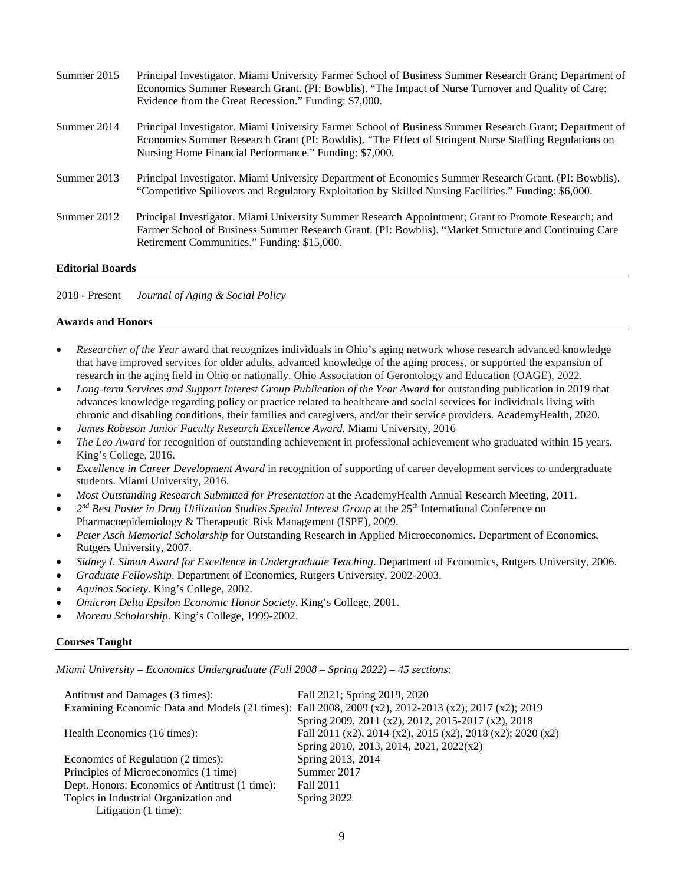Summer 2015 Principal Investigator. Miami University Farmer School of Business Summer Research Grant; Department of Economics Summer Research Grant. (PI: Bowblis). "The Impact of Nurse Turnover and Quality of Care: Evidence from the Great Recession." Funding: $7,000.

Summer 2014 Principal Investigator. Miami University Farmer School of Business Summer Research Grant; Department of Economics Summer Research Grant (PI: Bowblis). "The Effect of Stringent Nurse Staffing Regulations on Nursing Home Financial Performance." Funding: $7,000.

Summer 2013 Principal Investigator. Miami University Department of Economics Summer Research Grant. (PI: Bowblis). "Competitive Spillovers and Regulatory Exploitation by Skilled Nursing Facilities." Funding: $6,000.

Summer 2012 Principal Investigator. Miami University Summer Research Appointment; Grant to Promote Research; and Farmer School of Business Summer Research Grant. (PI: Bowblis). "Market Structure and Continuing Care Retirement Communities." Funding: $15,000.

## Editorial Boards

2018 - Present *Journal of Aging & Social Policy*

## Awards and Honors

- *Researcher of the Year* award that recognizes individuals in Ohio's aging network whose research advanced knowledge that have improved services for older adults, advanced knowledge of the aging process, or supported the expansion of research in the aging field in Ohio or nationally. Ohio Association of Gerontology and Education (OAGE), 2022.
- *Long-term Services and Support Interest Group Publication of the Year Award* for outstanding publication in 2019 that advances knowledge regarding policy or practice related to healthcare and social services for individuals living with chronic and disabling conditions, their families and caregivers, and/or their service providers. AcademyHealth, 2020.
- *James Robeson Junior Faculty Research Excellence Award.* Miami University, 2016
- *The Leo Award* for recognition of outstanding achievement in professional achievement who graduated within 15 years. King's College, 2016.
- *Excellence in Career Development Award* in recognition of supporting of career development services to undergraduate students. Miami University, 2016.
- *Most Outstanding Research Submitted for Presentation* at the AcademyHealth Annual Research Meeting, 2011.
- *2nd Best Poster in Drug Utilization Studies Special Interest Group* at the 25th International Conference on Pharmacoepidemiology & Therapeutic Risk Management (ISPE), 2009.
- *Peter Asch Memorial Scholarship* for Outstanding Research in Applied Microeconomics. Department of Economics, Rutgers University, 2007.
- *Sidney I. Simon Award for Excellence in Undergraduate Teaching*. Department of Economics, Rutgers University, 2006.
- *Graduate Fellowship*. Department of Economics, Rutgers University, 2002-2003.
- *Aquinas Society*. King's College, 2002.
- *Omicron Delta Epsilon Economic Honor Society*. King's College, 2001.
- *Moreau Scholarship*. King's College, 1999-2002.

## Courses Taught

*Miami University – Economics Undergraduate (Fall 2008 – Spring 2022) – 45 sections:*

| | |
|---|---|
| Antitrust and Damages (3 times): | Fall 2021; Spring 2019, 2020 |
| Examining Economic Data and Models (21 times): | Fall 2008, 2009 (x2), 2012-2013 (x2); 2017 (x2); 2019<br>Spring 2009, 2011 (x2), 2012, 2015-2017 (x2), 2018 |
| Health Economics (16 times): | Fall 2011 (x2), 2014 (x2), 2015 (x2), 2018 (x2); 2020 (x2)<br>Spring 2010, 2013, 2014, 2021, 2022(x2) |
| Economics of Regulation (2 times): | Spring 2013, 2014 |
| Principles of Microeconomics (1 time) | Summer 2017 |
| Dept. Honors: Economics of Antitrust (1 time): | Fall 2011 |
| Topics in Industrial Organization and Litigation (1 time): | Spring 2022 |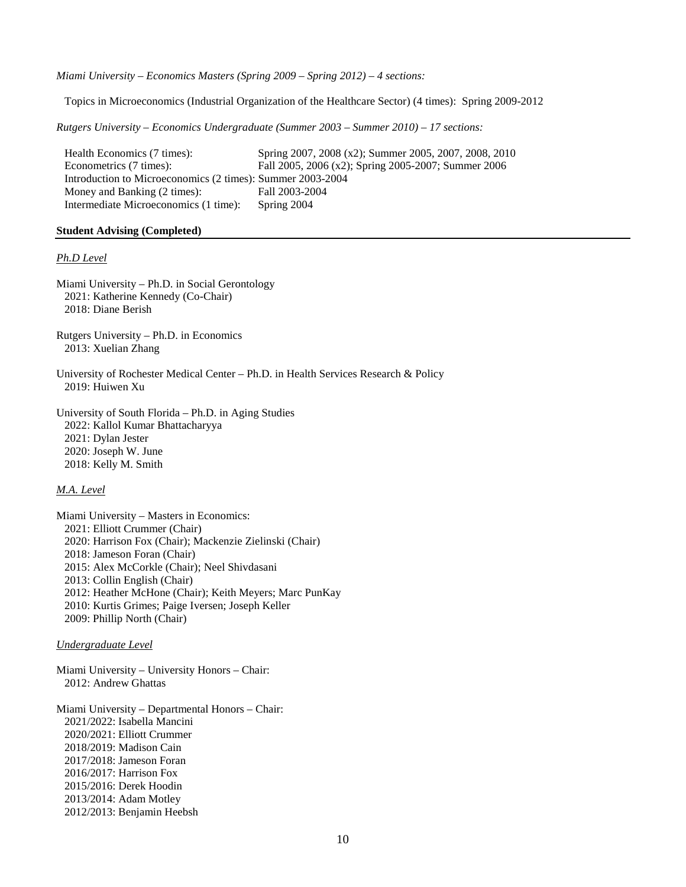*Miami University – Economics Masters (Spring 2009 – Spring 2012) – 4 sections:*

Topics in Microeconomics (Industrial Organization of the Healthcare Sector) (4 times): Spring 2009-2012

*Rutgers University – Economics Undergraduate (Summer 2003 – Summer 2010) – 17 sections:*

| | |
|---|---|
| Health Economics (7 times): | Spring 2007, 2008 (x2); Summer 2005, 2007, 2008, 2010 |
| Econometrics (7 times): | Fall 2005, 2006 (x2); Spring 2005-2007; Summer 2006 |
| Introduction to Microeconomics (2 times): | Summer 2003-2004 |
| Money and Banking (2 times): | Fall 2003-2004 |
| Intermediate Microeconomics (1 time): | Spring 2004 |

## Student Advising (Completed)

### Ph.D Level

Miami University – Ph.D. in Social Gerontology
- 2021: Katherine Kennedy (Co-Chair)
- 2018: Diane Berish

Rutgers University – Ph.D. in Economics
- 2013: Xuelian Zhang

University of Rochester Medical Center – Ph.D. in Health Services Research & Policy
- 2019: Huiwen Xu

University of South Florida – Ph.D. in Aging Studies
- 2022: Kallol Kumar Bhattacharyya
- 2021: Dylan Jester
- 2020: Joseph W. June
- 2018: Kelly M. Smith

### M.A. Level

Miami University – Masters in Economics:
- 2021: Elliott Crummer (Chair)
- 2020: Harrison Fox (Chair); Mackenzie Zielinski (Chair)
- 2018: Jameson Foran (Chair)
- 2015: Alex McCorkle (Chair); Neel Shivdasani
- 2013: Collin English (Chair)
- 2012: Heather McHone (Chair); Keith Meyers; Marc PunKay
- 2010: Kurtis Grimes; Paige Iversen; Joseph Keller
- 2009: Phillip North (Chair)

### Undergraduate Level

Miami University – University Honors – Chair:
- 2012: Andrew Ghattas

Miami University – Departmental Honors – Chair:
- 2021/2022: Isabella Mancini
- 2020/2021: Elliott Crummer
- 2018/2019: Madison Cain
- 2017/2018: Jameson Foran
- 2016/2017: Harrison Fox
- 2015/2016: Derek Hoodin
- 2013/2014: Adam Motley
- 2012/2013: Benjamin Heebsh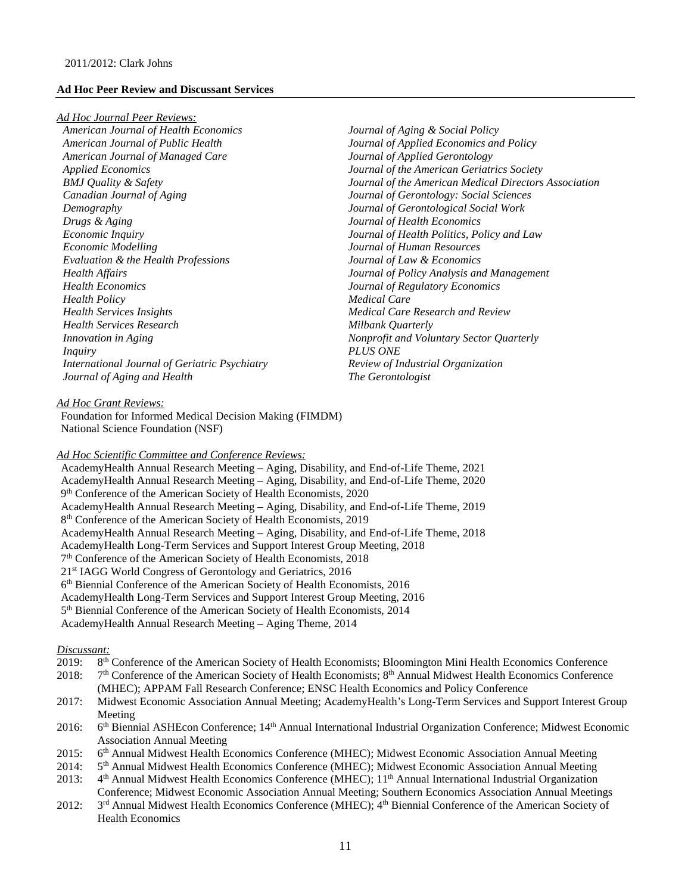2011/2012: Clark Johns

**Ad Hoc Peer Review and Discussant Services**

*Ad Hoc Journal Peer Reviews:*

*American Journal of Health Economics*
*American Journal of Public Health*
*American Journal of Managed Care*
*Applied Economics*
*BMJ Quality & Safety*
*Canadian Journal of Aging*
*Demography*
*Drugs & Aging*
*Economic Inquiry*
*Economic Modelling*
*Evaluation & the Health Professions*
*Health Affairs*
*Health Economics*
*Health Policy*
*Health Services Insights*
*Health Services Research*
*Innovation in Aging*
*Inquiry*
*International Journal of Geriatric Psychiatry*
*Journal of Aging and Health*
*Journal of Aging & Social Policy*
*Journal of Applied Economics and Policy*
*Journal of Applied Gerontology*
*Journal of the American Geriatrics Society*
*Journal of the American Medical Directors Association*
*Journal of Gerontology: Social Sciences*
*Journal of Gerontological Social Work*
*Journal of Health Economics*
*Journal of Health Politics, Policy and Law*
*Journal of Human Resources*
*Journal of Law & Economics*
*Journal of Policy Analysis and Management*
*Journal of Regulatory Economics*
*Medical Care*
*Medical Care Research and Review*
*Milbank Quarterly*
*Nonprofit and Voluntary Sector Quarterly*
*PLUS ONE*
*Review of Industrial Organization*
*The Gerontologist*

*Ad Hoc Grant Reviews:*

Foundation for Informed Medical Decision Making (FIMDM)
National Science Foundation (NSF)

*Ad Hoc Scientific Committee and Conference Reviews:*

AcademyHealth Annual Research Meeting – Aging, Disability, and End-of-Life Theme, 2021
AcademyHealth Annual Research Meeting – Aging, Disability, and End-of-Life Theme, 2020
9th Conference of the American Society of Health Economists, 2020
AcademyHealth Annual Research Meeting – Aging, Disability, and End-of-Life Theme, 2019
8th Conference of the American Society of Health Economists, 2019
AcademyHealth Annual Research Meeting – Aging, Disability, and End-of-Life Theme, 2018
AcademyHealth Long-Term Services and Support Interest Group Meeting, 2018
7th Conference of the American Society of Health Economists, 2018
21st IAGG World Congress of Gerontology and Geriatrics, 2016
6th Biennial Conference of the American Society of Health Economists, 2016
AcademyHealth Long-Term Services and Support Interest Group Meeting, 2016
5th Biennial Conference of the American Society of Health Economists, 2014
AcademyHealth Annual Research Meeting – Aging Theme, 2014

*Discussant:*

2019: 8th Conference of the American Society of Health Economists; Bloomington Mini Health Economics Conference
2018: 7th Conference of the American Society of Health Economists; 8th Annual Midwest Health Economics Conference (MHEC); APPAM Fall Research Conference; ENSC Health Economics and Policy Conference
2017: Midwest Economic Association Annual Meeting; AcademyHealth's Long-Term Services and Support Interest Group Meeting
2016: 6th Biennial ASHEcon Conference; 14th Annual International Industrial Organization Conference; Midwest Economic Association Annual Meeting
2015: 6th Annual Midwest Health Economics Conference (MHEC); Midwest Economic Association Annual Meeting
2014: 5th Annual Midwest Health Economics Conference (MHEC); Midwest Economic Association Annual Meeting
2013: 4th Annual Midwest Health Economics Conference (MHEC); 11th Annual International Industrial Organization Conference; Midwest Economic Association Annual Meeting; Southern Economics Association Annual Meetings
2012: 3rd Annual Midwest Health Economics Conference (MHEC); 4th Biennial Conference of the American Society of Health Economics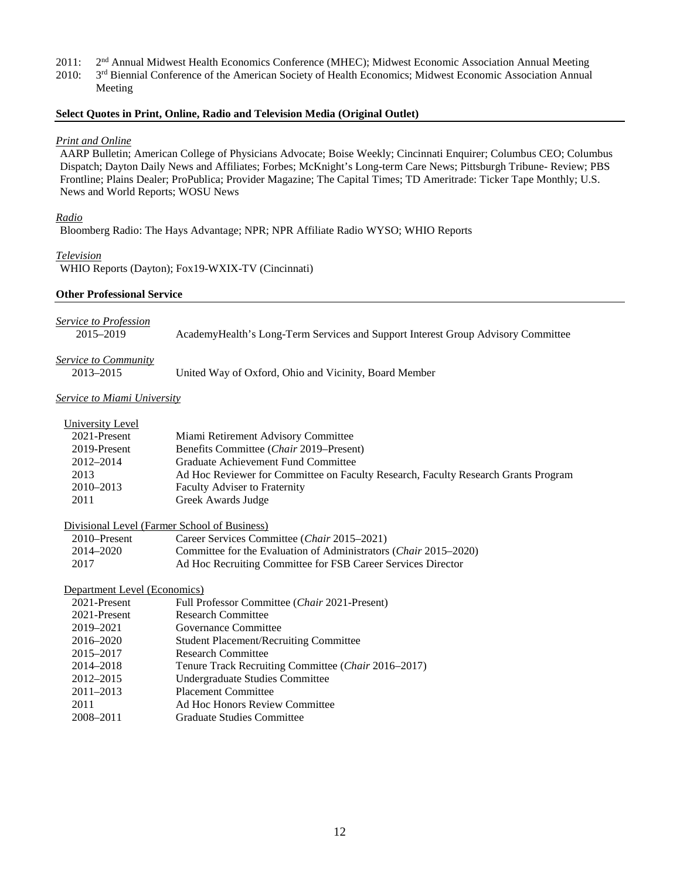2011: 2nd Annual Midwest Health Economics Conference (MHEC); Midwest Economic Association Annual Meeting

2010: 3rd Biennial Conference of the American Society of Health Economics; Midwest Economic Association Annual Meeting

**Select Quotes in Print, Online, Radio and Television Media (Original Outlet)**

*Print and Online*

AARP Bulletin; American College of Physicians Advocate; Boise Weekly; Cincinnati Enquirer; Columbus CEO; Columbus Dispatch; Dayton Daily News and Affiliates; Forbes; McKnight's Long-term Care News; Pittsburgh Tribune- Review; PBS Frontline; Plains Dealer; ProPublica; Provider Magazine; The Capital Times; TD Ameritrade: Ticker Tape Monthly; U.S. News and World Reports; WOSU News

*Radio*

Bloomberg Radio: The Hays Advantage; NPR; NPR Affiliate Radio WYSO; WHIO Reports

*Television*

WHIO Reports (Dayton); Fox19-WXIX-TV (Cincinnati)

**Other Professional Service**

*Service to Profession*

| | |
|---|---|
| 2015–2019 | AcademyHealth's Long-Term Services and Support Interest Group Advisory Committee |

*Service to Community*

| | |
|---|---|
| 2013–2015 | United Way of Oxford, Ohio and Vicinity, Board Member |

*Service to Miami University*

University Level

| | |
|---|---|
| 2021-Present | Miami Retirement Advisory Committee |
| 2019-Present | Benefits Committee (*Chair* 2019–Present) |
| 2012–2014 | Graduate Achievement Fund Committee |
| 2013 | Ad Hoc Reviewer for Committee on Faculty Research, Faculty Research Grants Program |
| 2010–2013 | Faculty Adviser to Fraternity |
| 2011 | Greek Awards Judge |

Divisional Level (Farmer School of Business)

| | |
|---|---|
| 2010–Present | Career Services Committee (*Chair* 2015–2021) |
| 2014–2020 | Committee for the Evaluation of Administrators (*Chair* 2015–2020) |
| 2017 | Ad Hoc Recruiting Committee for FSB Career Services Director |

Department Level (Economics)

| | |
|---|---|
| 2021-Present | Full Professor Committee (*Chair* 2021-Present) |
| 2021-Present | Research Committee |
| 2019–2021 | Governance Committee |
| 2016–2020 | Student Placement/Recruiting Committee |
| 2015–2017 | Research Committee |
| 2014–2018 | Tenure Track Recruiting Committee (*Chair* 2016–2017) |
| 2012–2015 | Undergraduate Studies Committee |
| 2011–2013 | Placement Committee |
| 2011 | Ad Hoc Honors Review Committee |
| 2008–2011 | Graduate Studies Committee |